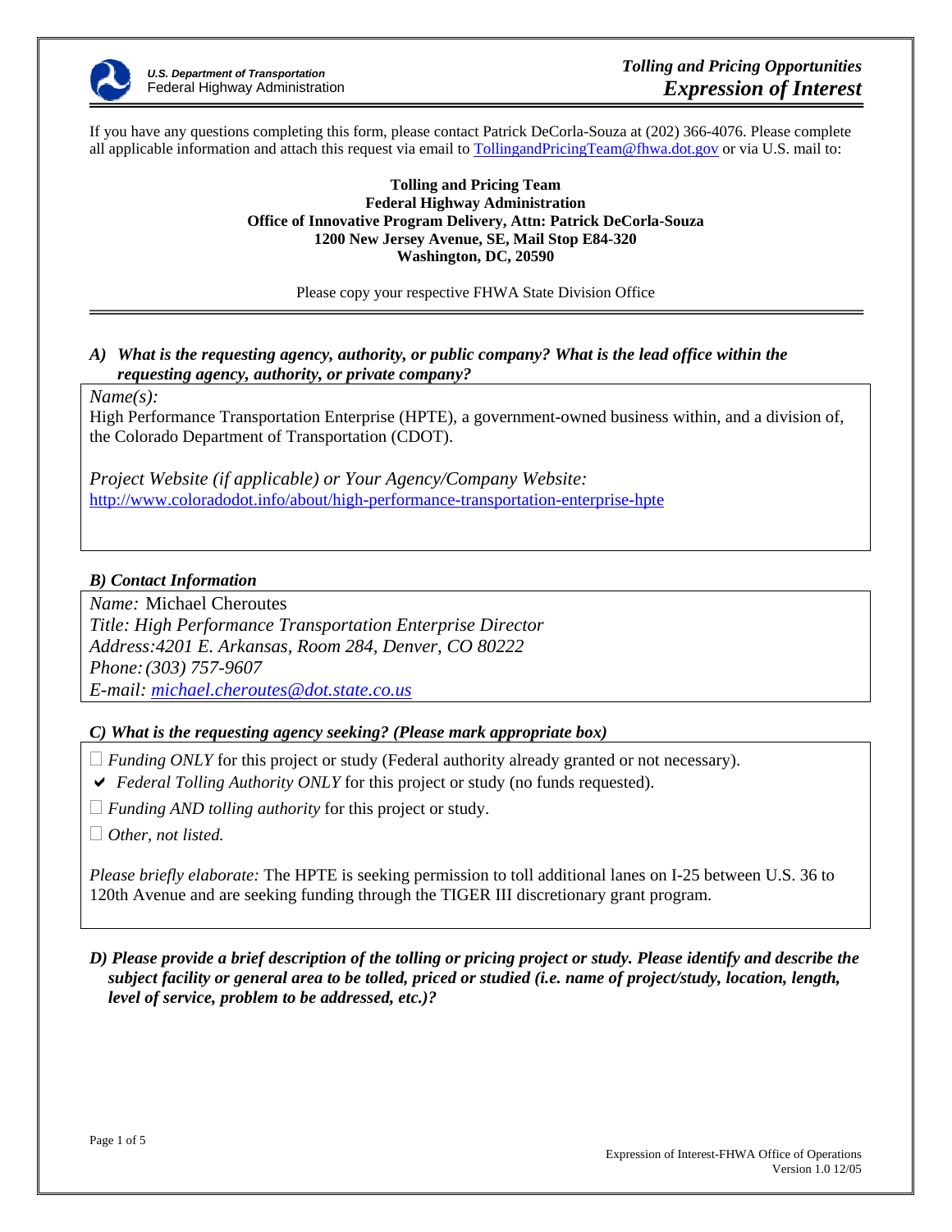U.S. Department of Transportation
Federal Highway Administration

# *Tolling and Pricing Opportunities*
# *Expression of Interest*

If you have any questions completing this form, please contact Patrick DeCorla-Souza at (202) 366-4076. Please complete all applicable information and attach this request via email to TollingandPricingTeam@fhwa.dot.gov or via U.S. mail to:

**Tolling and Pricing Team**
**Federal Highway Administration**
**Office of Innovative Program Delivery, Attn: Patrick DeCorla-Souza**
**1200 New Jersey Avenue, SE, Mail Stop E84-320**
**Washington, DC, 20590**

Please copy your respective FHWA State Division Office

---

***A) What is the requesting agency, authority, or public company? What is the lead office within the requesting agency, authority, or private company?***

*Name(s):*
High Performance Transportation Enterprise (HPTE), a government-owned business within, and a division of, the Colorado Department of Transportation (CDOT).

*Project Website (if applicable) or Your Agency/Company Website:*
http://www.coloradodot.info/about/high-performance-transportation-enterprise-hpte

***B) Contact Information***

*Name:* Michael Cheroutes
*Title: High Performance Transportation Enterprise Director*
*Address:4201 E. Arkansas, Room 284, Denver, CO 80222*
*Phone: (303) 757-9607*
*E-mail: michael.cheroutes@dot.state.co.us*

***C) What is the requesting agency seeking? (Please mark appropriate box)***

- ☐ *Funding ONLY* for this project or study (Federal authority already granted or not necessary).
- ✔ *Federal Tolling Authority ONLY* for this project or study (no funds requested).
- ☐ *Funding AND tolling authority* for this project or study.
- ☐ *Other, not listed.*

*Please briefly elaborate:* The HPTE is seeking permission to toll additional lanes on I-25 between U.S. 36 to 120th Avenue and are seeking funding through the TIGER III discretionary grant program.

***D) Please provide a brief description of the tolling or pricing project or study. Please identify and describe the subject facility or general area to be tolled, priced or studied (i.e. name of project/study, location, length, level of service, problem to be addressed, etc.)?***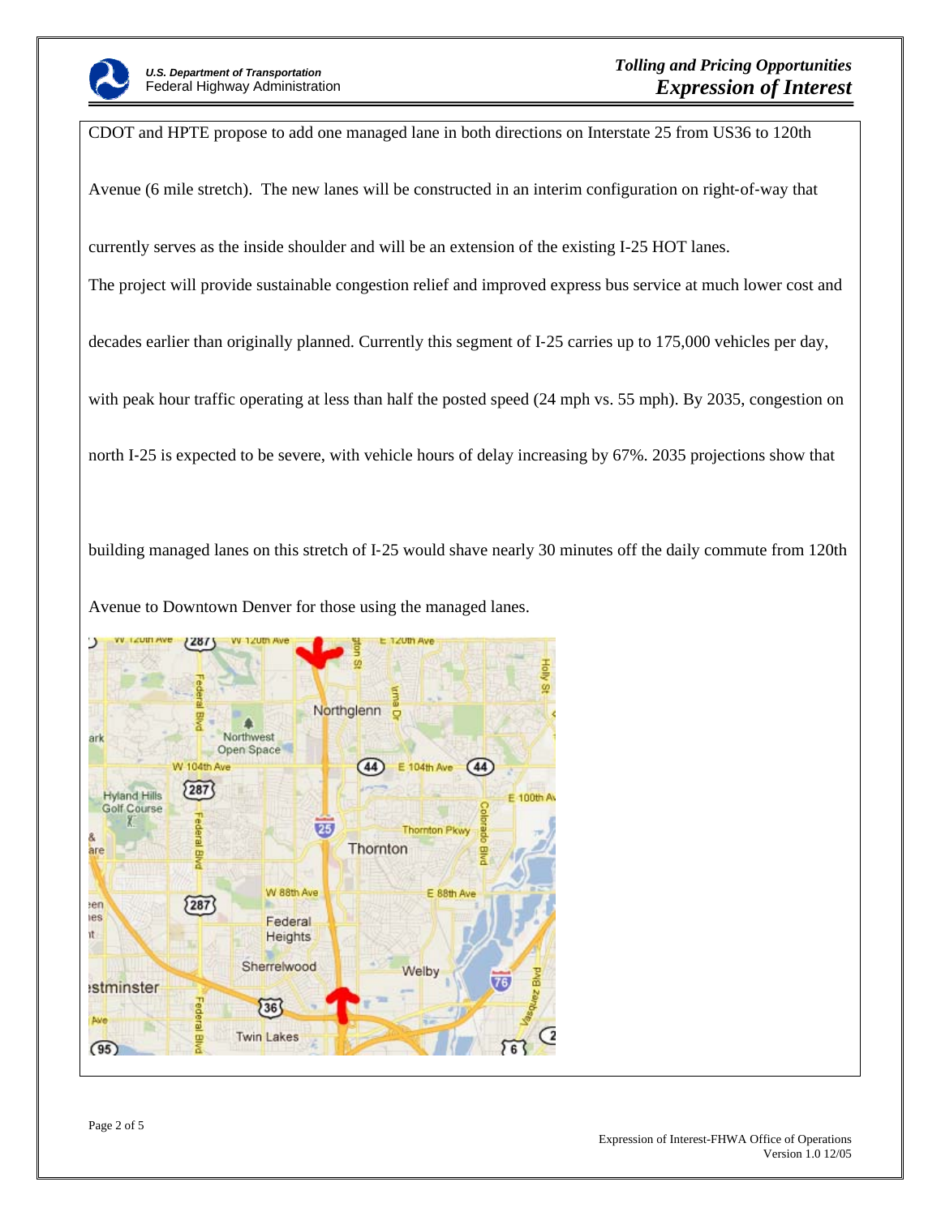CDOT and HPTE propose to add one managed lane in both directions on Interstate 25 from US36 to 120th Avenue (6 mile stretch). The new lanes will be constructed in an interim configuration on right-of-way that currently serves as the inside shoulder and will be an extension of the existing I-25 HOT lanes.

The project will provide sustainable congestion relief and improved express bus service at much lower cost and decades earlier than originally planned. Currently this segment of I-25 carries up to 175,000 vehicles per day, with peak hour traffic operating at less than half the posted speed (24 mph vs. 55 mph). By 2035, congestion on north I-25 is expected to be severe, with vehicle hours of delay increasing by 67%. 2035 projections show that building managed lanes on this stretch of I-25 would shave nearly 30 minutes off the daily commute from 120th Avenue to Downtown Denver for those using the managed lanes.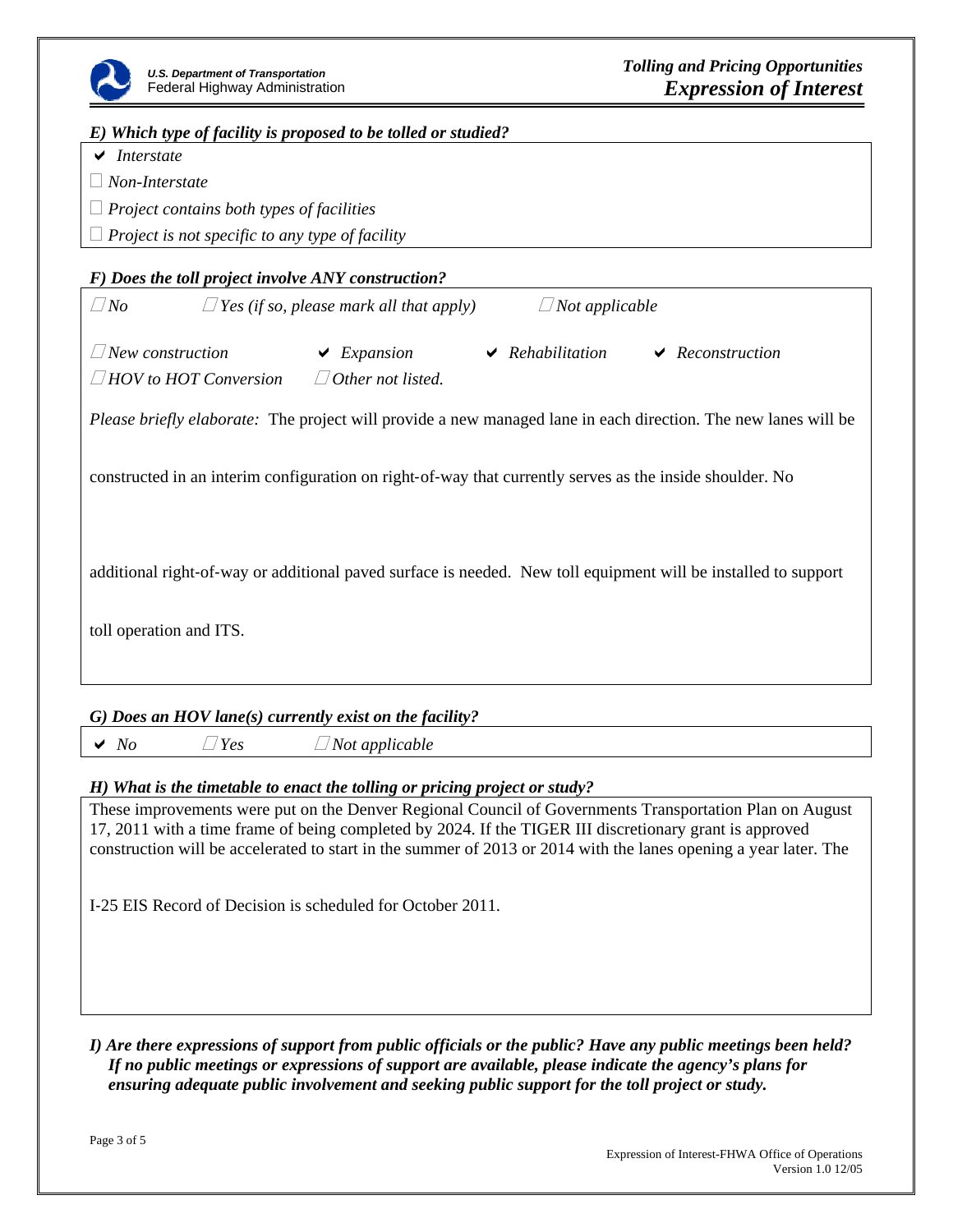***E) Which type of facility is proposed to be tolled or studied?***

- ☑ *Interstate*
- ☐ *Non-Interstate*
- ☐ *Project contains both types of facilities*
- ☐ *Project is not specific to any type of facility*

***F) Does the toll project involve ANY construction?***

☐ *No* ☐ *Yes (if so, please mark all that apply)* ☐ *Not applicable*

☐ *New construction* ☑ *Expansion* ☑ *Rehabilitation* ☑ *Reconstruction*

☐ *HOV to HOT Conversion* ☐ *Other not listed.*

*Please briefly elaborate:* The project will provide a new managed lane in each direction. The new lanes will be constructed in an interim configuration on right-of-way that currently serves as the inside shoulder. No additional right-of-way or additional paved surface is needed. New toll equipment will be installed to support toll operation and ITS.

***G) Does an HOV lane(s) currently exist on the facility?***

☑ *No* ☐ *Yes* ☐ *Not applicable*

***H) What is the timetable to enact the tolling or pricing project or study?***

These improvements were put on the Denver Regional Council of Governments Transportation Plan on August 17, 2011 with a time frame of being completed by 2024. If the TIGER III discretionary grant is approved construction will be accelerated to start in the summer of 2013 or 2014 with the lanes opening a year later. The I-25 EIS Record of Decision is scheduled for October 2011.

***I) Are there expressions of support from public officials or the public? Have any public meetings been held? If no public meetings or expressions of support are available, please indicate the agency's plans for ensuring adequate public involvement and seeking public support for the toll project or study.***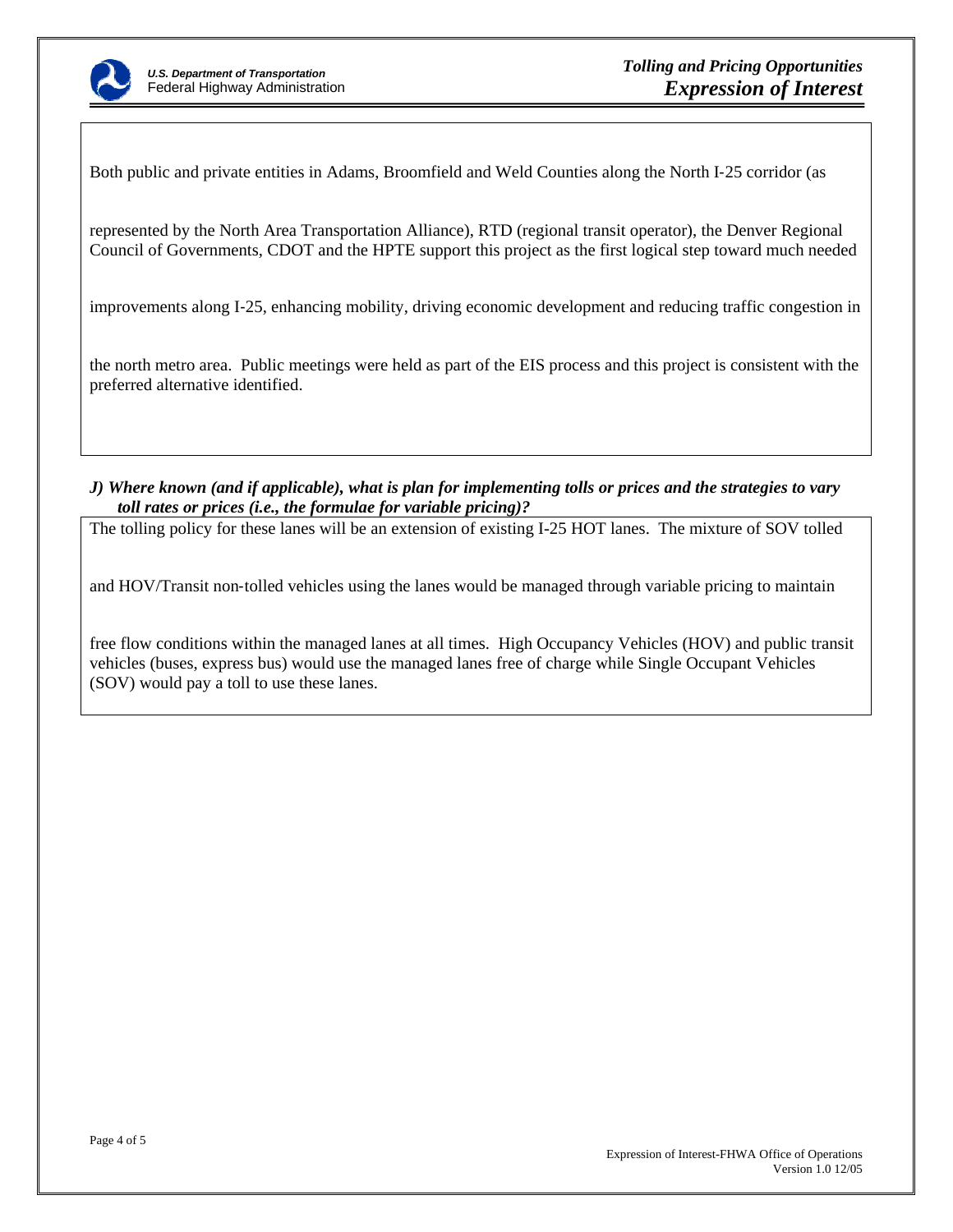Both public and private entities in Adams, Broomfield and Weld Counties along the North I-25 corridor (as represented by the North Area Transportation Alliance), RTD (regional transit operator), the Denver Regional Council of Governments, CDOT and the HPTE support this project as the first logical step toward much needed improvements along I-25, enhancing mobility, driving economic development and reducing traffic congestion in the north metro area. Public meetings were held as part of the EIS process and this project is consistent with the preferred alternative identified.

***J) Where known (and if applicable), what is plan for implementing tolls or prices and the strategies to vary toll rates or prices (i.e., the formulae for variable pricing)?***

The tolling policy for these lanes will be an extension of existing I-25 HOT lanes. The mixture of SOV tolled and HOV/Transit non-tolled vehicles using the lanes would be managed through variable pricing to maintain free flow conditions within the managed lanes at all times. High Occupancy Vehicles (HOV) and public transit vehicles (buses, express bus) would use the managed lanes free of charge while Single Occupant Vehicles (SOV) would pay a toll to use these lanes.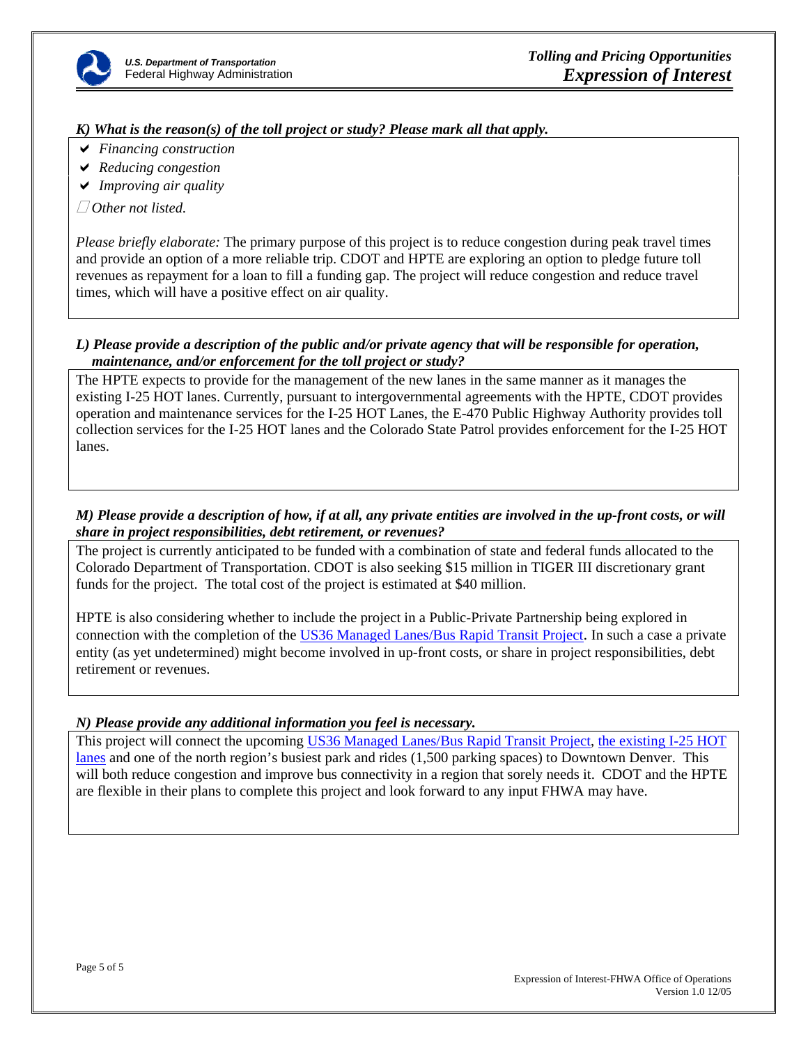***K) What is the reason(s) of the toll project or study? Please mark all that apply.***

- ✔ *Financing construction*
- ✔ *Reducing congestion*
- ✔ *Improving air quality*
- ☐ *Other not listed.*

*Please briefly elaborate:* The primary purpose of this project is to reduce congestion during peak travel times and provide an option of a more reliable trip. CDOT and HPTE are exploring an option to pledge future toll revenues as repayment for a loan to fill a funding gap. The project will reduce congestion and reduce travel times, which will have a positive effect on air quality.

***L) Please provide a description of the public and/or private agency that will be responsible for operation, maintenance, and/or enforcement for the toll project or study?***

The HPTE expects to provide for the management of the new lanes in the same manner as it manages the existing I-25 HOT lanes. Currently, pursuant to intergovernmental agreements with the HPTE, CDOT provides operation and maintenance services for the I-25 HOT Lanes, the E-470 Public Highway Authority provides toll collection services for the I-25 HOT lanes and the Colorado State Patrol provides enforcement for the I-25 HOT lanes.

***M) Please provide a description of how, if at all, any private entities are involved in the up-front costs, or will share in project responsibilities, debt retirement, or revenues?***

The project is currently anticipated to be funded with a combination of state and federal funds allocated to the Colorado Department of Transportation. CDOT is also seeking $15 million in TIGER III discretionary grant funds for the project. The total cost of the project is estimated at $40 million.

HPTE is also considering whether to include the project in a Public-Private Partnership being explored in connection with the completion of the US36 Managed Lanes/Bus Rapid Transit Project. In such a case a private entity (as yet undetermined) might become involved in up-front costs, or share in project responsibilities, debt retirement or revenues.

***N) Please provide any additional information you feel is necessary.***

This project will connect the upcoming US36 Managed Lanes/Bus Rapid Transit Project, the existing I-25 HOT lanes and one of the north region's busiest park and rides (1,500 parking spaces) to Downtown Denver. This will both reduce congestion and improve bus connectivity in a region that sorely needs it. CDOT and the HPTE are flexible in their plans to complete this project and look forward to any input FHWA may have.